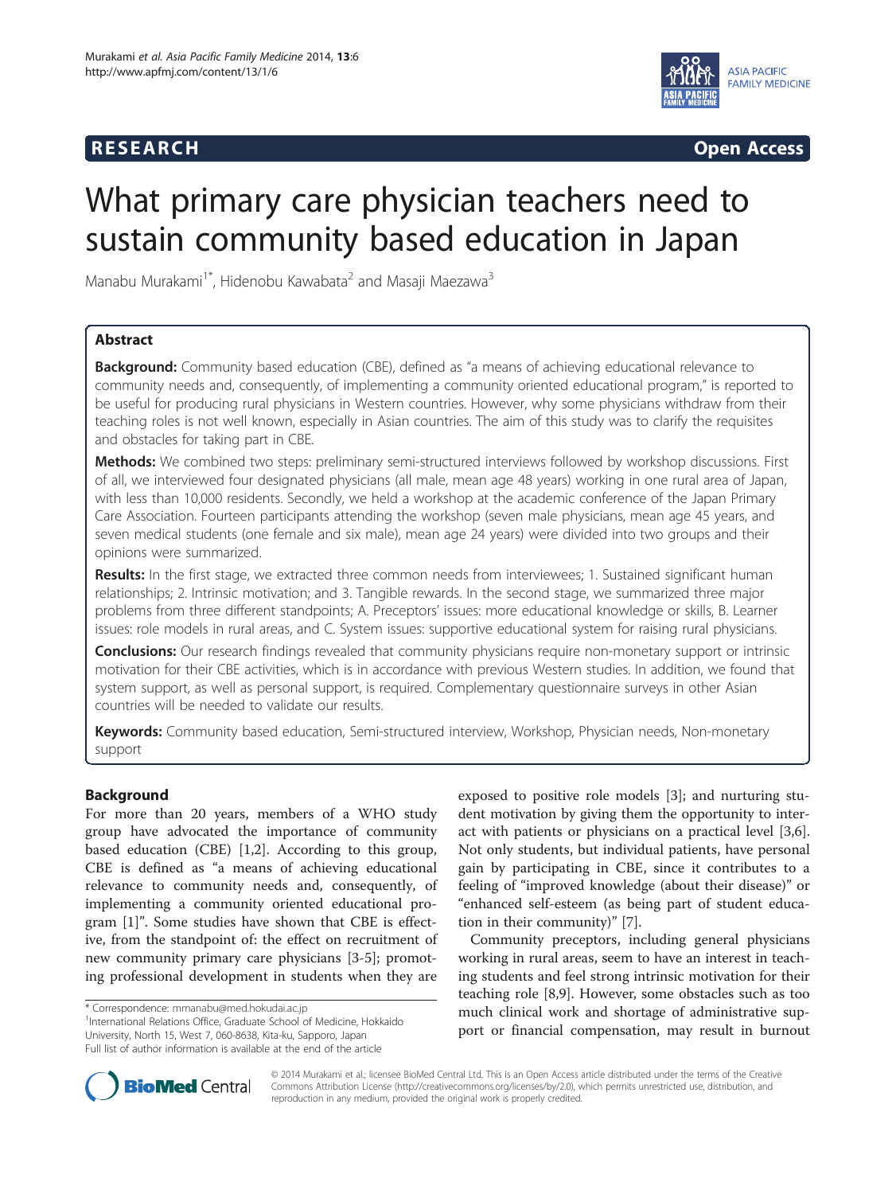RESEARCH Open Access

# What primary care physician teachers need to sustain community based education in Japan

Manabu Murakami[1*], Hidenobu Kawabata[2] and Masaji Maezawa[3]

## Abstract

**Background:** Community based education (CBE), defined as "a means of achieving educational relevance to community needs and, consequently, of implementing a community oriented educational program," is reported to be useful for producing rural physicians in Western countries. However, why some physicians withdraw from their teaching roles is not well known, especially in Asian countries. The aim of this study was to clarify the requisites and obstacles for taking part in CBE.

**Methods:** We combined two steps: preliminary semi-structured interviews followed by workshop discussions. First of all, we interviewed four designated physicians (all male, mean age 48 years) working in one rural area of Japan, with less than 10,000 residents. Secondly, we held a workshop at the academic conference of the Japan Primary Care Association. Fourteen participants attending the workshop (seven male physicians, mean age 45 years, and seven medical students (one female and six male), mean age 24 years) were divided into two groups and their opinions were summarized.

**Results:** In the first stage, we extracted three common needs from interviewees; 1. Sustained significant human relationships; 2. Intrinsic motivation; and 3. Tangible rewards. In the second stage, we summarized three major problems from three different standpoints; A. Preceptors' issues: more educational knowledge or skills, B. Learner issues: role models in rural areas, and C. System issues: supportive educational system for raising rural physicians.

**Conclusions:** Our research findings revealed that community physicians require non-monetary support or intrinsic motivation for their CBE activities, which is in accordance with previous Western studies. In addition, we found that system support, as well as personal support, is required. Complementary questionnaire surveys in other Asian countries will be needed to validate our results.

**Keywords:** Community based education, Semi-structured interview, Workshop, Physician needs, Non-monetary support

## Background

For more than 20 years, members of a WHO study group have advocated the importance of community based education (CBE) [1,2]. According to this group, CBE is defined as "a means of achieving educational relevance to community needs and, consequently, of implementing a community oriented educational program [1]". Some studies have shown that CBE is effective, from the standpoint of: the effect on recruitment of new community primary care physicians [3-5]; promoting professional development in students when they are exposed to positive role models [3]; and nurturing student motivation by giving them the opportunity to interact with patients or physicians on a practical level [3,6]. Not only students, but individual patients, have personal gain by participating in CBE, since it contributes to a feeling of "improved knowledge (about their disease)" or "enhanced self-esteem (as being part of student education in their community)" [7].

Community preceptors, including general physicians working in rural areas, seem to have an interest in teaching students and feel strong intrinsic motivation for their teaching role [8,9]. However, some obstacles such as too much clinical work and shortage of administrative support or financial compensation, may result in burnout

\* Correspondence: mmanabu@med.hokudai.ac.jp

[1]International Relations Office, Graduate School of Medicine, Hokkaido University, North 15, West 7, 060-8638, Kita-ku, Sapporo, Japan

Full list of author information is available at the end of the article

© 2014 Murakami et al.; licensee BioMed Central Ltd. This is an Open Access article distributed under the terms of the Creative Commons Attribution License (http://creativecommons.org/licenses/by/2.0), which permits unrestricted use, distribution, and reproduction in any medium, provided the original work is properly credited.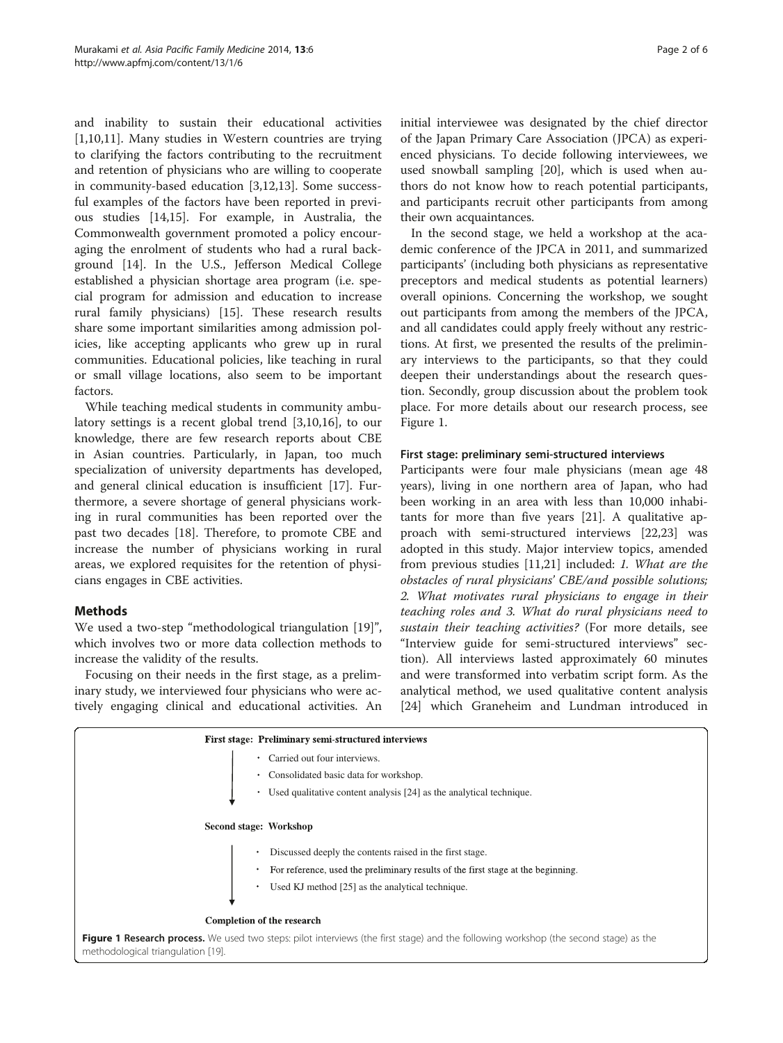and inability to sustain their educational activities [1,10,11]. Many studies in Western countries are trying to clarifying the factors contributing to the recruitment and retention of physicians who are willing to cooperate in community-based education [3,12,13]. Some successful examples of the factors have been reported in previous studies [14,15]. For example, in Australia, the Commonwealth government promoted a policy encouraging the enrolment of students who had a rural background [14]. In the U.S., Jefferson Medical College established a physician shortage area program (i.e. special program for admission and education to increase rural family physicians) [15]. These research results share some important similarities among admission policies, like accepting applicants who grew up in rural communities. Educational policies, like teaching in rural or small village locations, also seem to be important factors.

While teaching medical students in community ambulatory settings is a recent global trend [3,10,16], to our knowledge, there are few research reports about CBE in Asian countries. Particularly, in Japan, too much specialization of university departments has developed, and general clinical education is insufficient [17]. Furthermore, a severe shortage of general physicians working in rural communities has been reported over the past two decades [18]. Therefore, to promote CBE and increase the number of physicians working in rural areas, we explored requisites for the retention of physicians engages in CBE activities.

## Methods

We used a two-step "methodological triangulation [19]", which involves two or more data collection methods to increase the validity of the results.

Focusing on their needs in the first stage, as a preliminary study, we interviewed four physicians who were actively engaging clinical and educational activities. An initial interviewee was designated by the chief director of the Japan Primary Care Association (JPCA) as experienced physicians. To decide following interviewees, we used snowball sampling [20], which is used when authors do not know how to reach potential participants, and participants recruit other participants from among their own acquaintances.

In the second stage, we held a workshop at the academic conference of the JPCA in 2011, and summarized participants' (including both physicians as representative preceptors and medical students as potential learners) overall opinions. Concerning the workshop, we sought out participants from among the members of the JPCA, and all candidates could apply freely without any restrictions. At first, we presented the results of the preliminary interviews to the participants, so that they could deepen their understandings about the research question. Secondly, group discussion about the problem took place. For more details about our research process, see Figure 1.

### First stage: preliminary semi-structured interviews

Participants were four male physicians (mean age 48 years), living in one northern area of Japan, who had been working in an area with less than 10,000 inhabitants for more than five years [21]. A qualitative approach with semi-structured interviews [22,23] was adopted in this study. Major interview topics, amended from previous studies [11,21] included: *1. What are the obstacles of rural physicians' CBE/and possible solutions; 2. What motivates rural physicians to engage in their teaching roles and 3. What do rural physicians need to sustain their teaching activities?* (For more details, see "Interview guide for semi-structured interviews" section). All interviews lasted approximately 60 minutes and were transformed into verbatim script form. As the analytical method, we used qualitative content analysis [24] which Graneheim and Lundman introduced in

**First stage: Preliminary semi-structured interviews**

- Carried out four interviews.
- Consolidated basic data for workshop.
- Used qualitative content analysis [24] as the analytical technique.

**Second stage: Workshop**

- Discussed deeply the contents raised in the first stage.
- For reference, used the preliminary results of the first stage at the beginning.
- Used KJ method [25] as the analytical technique.

**Completion of the research**

**Figure 1 Research process.** We used two steps: pilot interviews (the first stage) and the following workshop (the second stage) as the methodological triangulation [19].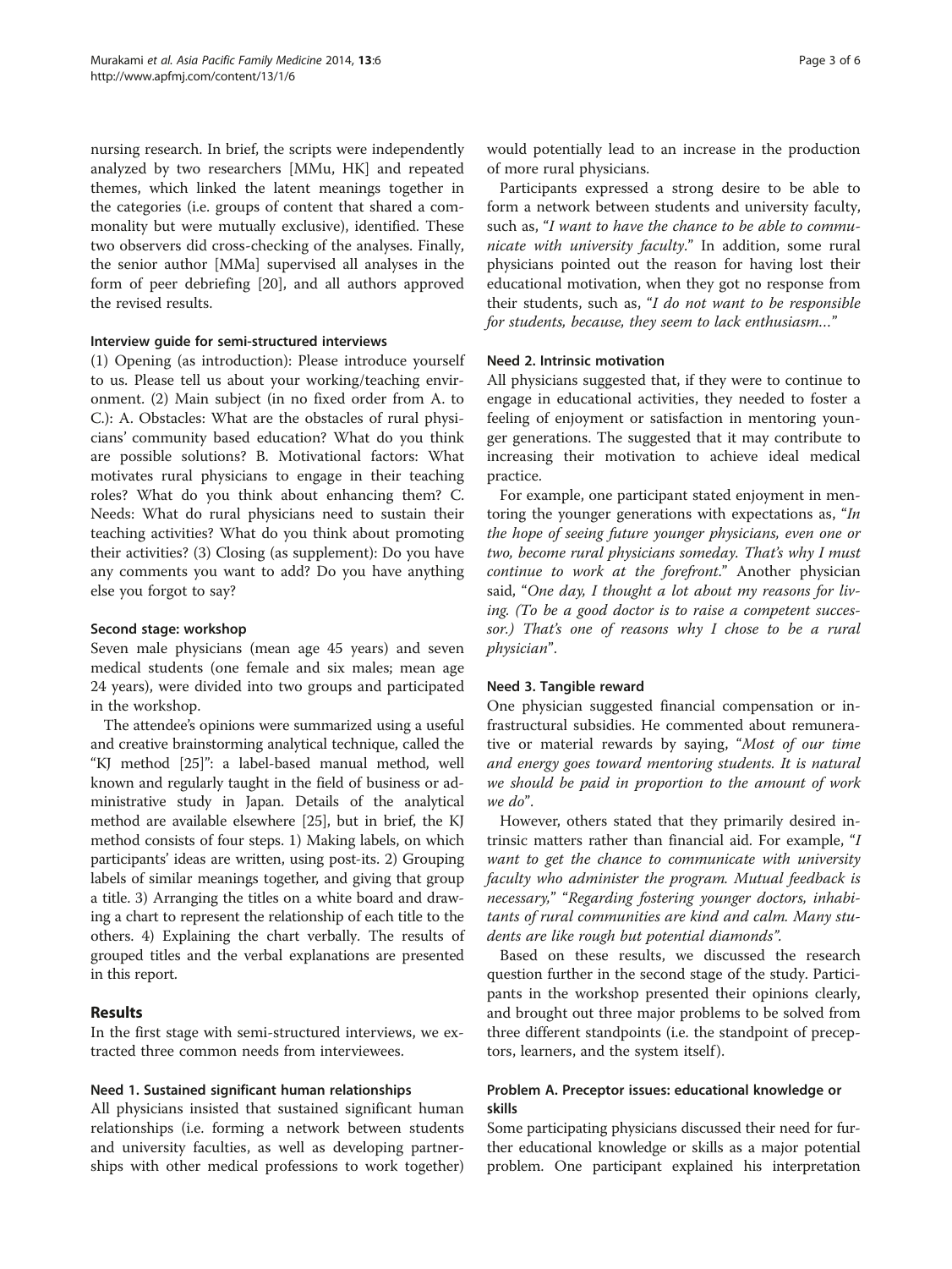nursing research. In brief, the scripts were independently analyzed by two researchers [MMu, HK] and repeated themes, which linked the latent meanings together in the categories (i.e. groups of content that shared a commonality but were mutually exclusive), identified. These two observers did cross-checking of the analyses. Finally, the senior author [MMa] supervised all analyses in the form of peer debriefing [20], and all authors approved the revised results.

#### Interview guide for semi-structured interviews

(1) Opening (as introduction): Please introduce yourself to us. Please tell us about your working/teaching environment. (2) Main subject (in no fixed order from A. to C.): A. Obstacles: What are the obstacles of rural physicians' community based education? What do you think are possible solutions? B. Motivational factors: What motivates rural physicians to engage in their teaching roles? What do you think about enhancing them? C. Needs: What do rural physicians need to sustain their teaching activities? What do you think about promoting their activities? (3) Closing (as supplement): Do you have any comments you want to add? Do you have anything else you forgot to say?

#### Second stage: workshop

Seven male physicians (mean age 45 years) and seven medical students (one female and six males; mean age 24 years), were divided into two groups and participated in the workshop.

The attendee's opinions were summarized using a useful and creative brainstorming analytical technique, called the "KJ method [25]": a label-based manual method, well known and regularly taught in the field of business or administrative study in Japan. Details of the analytical method are available elsewhere [25], but in brief, the KJ method consists of four steps. 1) Making labels, on which participants' ideas are written, using post-its. 2) Grouping labels of similar meanings together, and giving that group a title. 3) Arranging the titles on a white board and drawing a chart to represent the relationship of each title to the others. 4) Explaining the chart verbally. The results of grouped titles and the verbal explanations are presented in this report.

## Results

In the first stage with semi-structured interviews, we extracted three common needs from interviewees.

#### Need 1. Sustained significant human relationships

All physicians insisted that sustained significant human relationships (i.e. forming a network between students and university faculties, as well as developing partnerships with other medical professions to work together) would potentially lead to an increase in the production of more rural physicians.

Participants expressed a strong desire to be able to form a network between students and university faculty, such as, "*I want to have the chance to be able to communicate with university faculty*." In addition, some rural physicians pointed out the reason for having lost their educational motivation, when they got no response from their students, such as, "*I do not want to be responsible for students, because, they seem to lack enthusiasm…*"

#### Need 2. Intrinsic motivation

All physicians suggested that, if they were to continue to engage in educational activities, they needed to foster a feeling of enjoyment or satisfaction in mentoring younger generations. The suggested that it may contribute to increasing their motivation to achieve ideal medical practice.

For example, one participant stated enjoyment in mentoring the younger generations with expectations as, "*In the hope of seeing future younger physicians, even one or two, become rural physicians someday. That's why I must continue to work at the forefront.*" Another physician said, "*One day, I thought a lot about my reasons for living. (To be a good doctor is to raise a competent successor.) That's one of reasons why I chose to be a rural physician*".

#### Need 3. Tangible reward

One physician suggested financial compensation or infrastructural subsidies. He commented about remunerative or material rewards by saying, "*Most of our time and energy goes toward mentoring students. It is natural we should be paid in proportion to the amount of work we do*".

However, others stated that they primarily desired intrinsic matters rather than financial aid. For example, "*I want to get the chance to communicate with university faculty who administer the program. Mutual feedback is necessary,*" "*Regarding fostering younger doctors, inhabitants of rural communities are kind and calm. Many students are like rough but potential diamonds*".

Based on these results, we discussed the research question further in the second stage of the study. Participants in the workshop presented their opinions clearly, and brought out three major problems to be solved from three different standpoints (i.e. the standpoint of preceptors, learners, and the system itself).

#### Problem A. Preceptor issues: educational knowledge or skills

Some participating physicians discussed their need for further educational knowledge or skills as a major potential problem. One participant explained his interpretation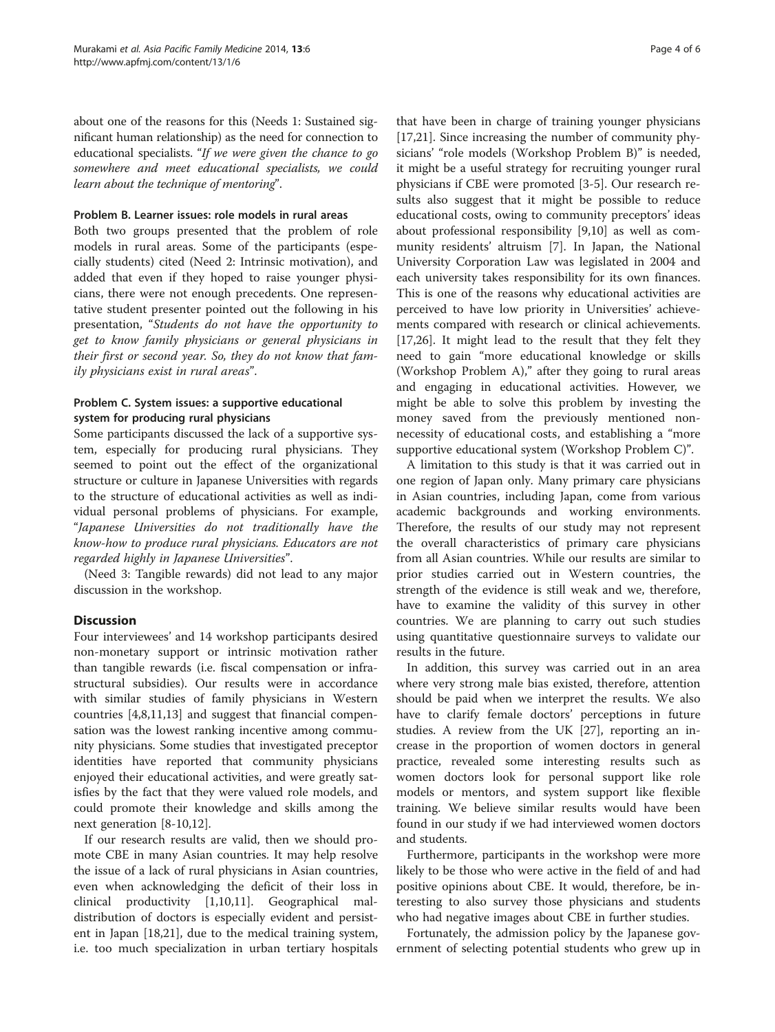about one of the reasons for this (Needs 1: Sustained significant human relationship) as the need for connection to educational specialists. "*If we were given the chance to go somewhere and meet educational specialists, we could learn about the technique of mentoring*".

#### Problem B. Learner issues: role models in rural areas

Both two groups presented that the problem of role models in rural areas. Some of the participants (especially students) cited (Need 2: Intrinsic motivation), and added that even if they hoped to raise younger physicians, there were not enough precedents. One representative student presenter pointed out the following in his presentation, "*Students do not have the opportunity to get to know family physicians or general physicians in their first or second year. So, they do not know that family physicians exist in rural areas*".

#### Problem C. System issues: a supportive educational system for producing rural physicians

Some participants discussed the lack of a supportive system, especially for producing rural physicians. They seemed to point out the effect of the organizational structure or culture in Japanese Universities with regards to the structure of educational activities as well as individual personal problems of physicians. For example, "*Japanese Universities do not traditionally have the know-how to produce rural physicians. Educators are not regarded highly in Japanese Universities*".

(Need 3: Tangible rewards) did not lead to any major discussion in the workshop.

## Discussion

Four interviewees' and 14 workshop participants desired non-monetary support or intrinsic motivation rather than tangible rewards (i.e. fiscal compensation or infrastructural subsidies). Our results were in accordance with similar studies of family physicians in Western countries [4,8,11,13] and suggest that financial compensation was the lowest ranking incentive among community physicians. Some studies that investigated preceptor identities have reported that community physicians enjoyed their educational activities, and were greatly satisfies by the fact that they were valued role models, and could promote their knowledge and skills among the next generation [8-10,12].

If our research results are valid, then we should promote CBE in many Asian countries. It may help resolve the issue of a lack of rural physicians in Asian countries, even when acknowledging the deficit of their loss in clinical productivity [1,10,11]. Geographical maldistribution of doctors is especially evident and persistent in Japan [18,21], due to the medical training system, i.e. too much specialization in urban tertiary hospitals that have been in charge of training younger physicians [17,21]. Since increasing the number of community physicians' "role models (Workshop Problem B)" is needed, it might be a useful strategy for recruiting younger rural physicians if CBE were promoted [3-5]. Our research results also suggest that it might be possible to reduce educational costs, owing to community preceptors' ideas about professional responsibility [9,10] as well as community residents' altruism [7]. In Japan, the National University Corporation Law was legislated in 2004 and each university takes responsibility for its own finances. This is one of the reasons why educational activities are perceived to have low priority in Universities' achievements compared with research or clinical achievements. [17,26]. It might lead to the result that they felt they need to gain "more educational knowledge or skills (Workshop Problem A)," after they going to rural areas and engaging in educational activities. However, we might be able to solve this problem by investing the money saved from the previously mentioned non-necessity of educational costs, and establishing a "more supportive educational system (Workshop Problem C)".

A limitation to this study is that it was carried out in one region of Japan only. Many primary care physicians in Asian countries, including Japan, come from various academic backgrounds and working environments. Therefore, the results of our study may not represent the overall characteristics of primary care physicians from all Asian countries. While our results are similar to prior studies carried out in Western countries, the strength of the evidence is still weak and we, therefore, have to examine the validity of this survey in other countries. We are planning to carry out such studies using quantitative questionnaire surveys to validate our results in the future.

In addition, this survey was carried out in an area where very strong male bias existed, therefore, attention should be paid when we interpret the results. We also have to clarify female doctors' perceptions in future studies. A review from the UK [27], reporting an increase in the proportion of women doctors in general practice, revealed some interesting results such as women doctors look for personal support like role models or mentors, and system support like flexible training. We believe similar results would have been found in our study if we had interviewed women doctors and students.

Furthermore, participants in the workshop were more likely to be those who were active in the field of and had positive opinions about CBE. It would, therefore, be interesting to also survey those physicians and students who had negative images about CBE in further studies.

Fortunately, the admission policy by the Japanese government of selecting potential students who grew up in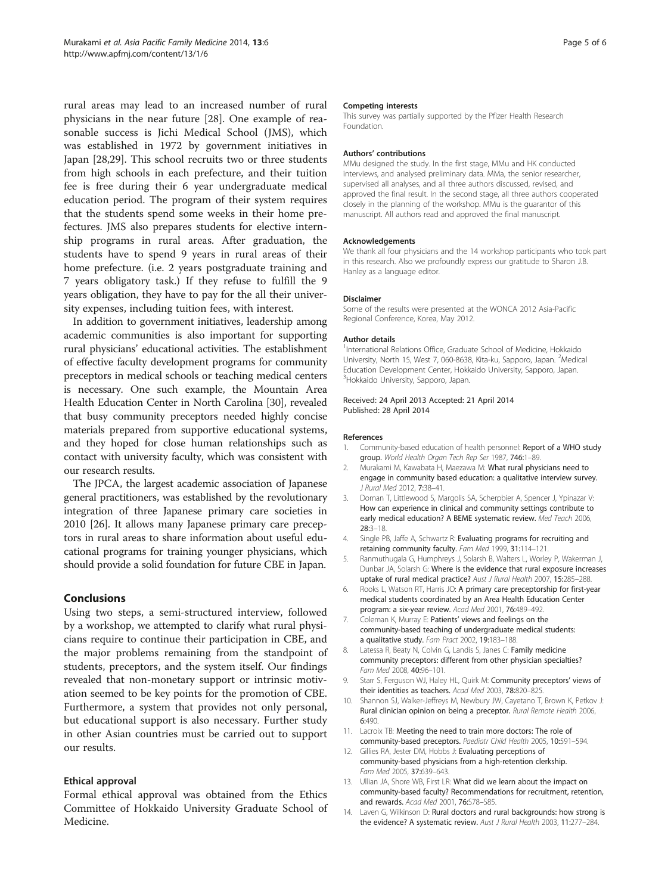rural areas may lead to an increased number of rural physicians in the near future [28]. One example of reasonable success is Jichi Medical School (JMS), which was established in 1972 by government initiatives in Japan [28,29]. This school recruits two or three students from high schools in each prefecture, and their tuition fee is free during their 6 year undergraduate medical education period. The program of their system requires that the students spend some weeks in their home prefectures. JMS also prepares students for elective internship programs in rural areas. After graduation, the students have to spend 9 years in rural areas of their home prefecture. (i.e. 2 years postgraduate training and 7 years obligatory task.) If they refuse to fulfill the 9 years obligation, they have to pay for the all their university expenses, including tuition fees, with interest.

In addition to government initiatives, leadership among academic communities is also important for supporting rural physicians' educational activities. The establishment of effective faculty development programs for community preceptors in medical schools or teaching medical centers is necessary. One such example, the Mountain Area Health Education Center in North Carolina [30], revealed that busy community preceptors needed highly concise materials prepared from supportive educational systems, and they hoped for close human relationships such as contact with university faculty, which was consistent with our research results.

The JPCA, the largest academic association of Japanese general practitioners, was established by the revolutionary integration of three Japanese primary care societies in 2010 [26]. It allows many Japanese primary care preceptors in rural areas to share information about useful educational programs for training younger physicians, which should provide a solid foundation for future CBE in Japan.

## Conclusions

Using two steps, a semi-structured interview, followed by a workshop, we attempted to clarify what rural physicians require to continue their participation in CBE, and the major problems remaining from the standpoint of students, preceptors, and the system itself. Our findings revealed that non-monetary support or intrinsic motivation seemed to be key points for the promotion of CBE. Furthermore, a system that provides not only personal, but educational support is also necessary. Further study in other Asian countries must be carried out to support our results.

### Ethical approval

Formal ethical approval was obtained from the Ethics Committee of Hokkaido University Graduate School of Medicine.

### Competing interests

This survey was partially supported by the Pfizer Health Research Foundation.

### Authors' contributions

MMu designed the study. In the first stage, MMu and HK conducted interviews, and analysed preliminary data. MMa, the senior researcher, supervised all analyses, and all three authors discussed, revised, and approved the final result. In the second stage, all three authors cooperated closely in the planning of the workshop. MMu is the guarantor of this manuscript. All authors read and approved the final manuscript.

### Acknowledgements

We thank all four physicians and the 14 workshop participants who took part in this research. Also we profoundly express our gratitude to Sharon J.B. Hanley as a language editor.

### Disclaimer

Some of the results were presented at the WONCA 2012 Asia-Pacific Regional Conference, Korea, May 2012.

### Author details

[1]International Relations Office, Graduate School of Medicine, Hokkaido University, North 15, West 7, 060-8638, Kita-ku, Sapporo, Japan. [2]Medical Education Development Center, Hokkaido University, Sapporo, Japan. [3]Hokkaido University, Sapporo, Japan.

Received: 24 April 2013 Accepted: 21 April 2014
Published: 28 April 2014

### References

1. Community-based education of health personnel: Report of a WHO study group. *World Health Organ Tech Rep Ser* 1987, **746**:1–89.
2. Murakami M, Kawabata H, Maezawa M: What rural physicians need to engage in community based education: a qualitative interview survey. *J Rural Med* 2012, **7**:38–41.
3. Dornan T, Littlewood S, Margolis SA, Scherpbier A, Spencer J, Ypinazar V: How can experience in clinical and community settings contribute to early medical education? A BEME systematic review. *Med Teach* 2006, **28**:3–18.
4. Single PB, Jaffe A, Schwartz R: Evaluating programs for recruiting and retaining community faculty. *Fam Med* 1999, **31**:114–121.
5. Ranmuthugala G, Humphreys J, Solarsh B, Walters L, Worley P, Wakerman J, Dunbar JA, Solarsh G: Where is the evidence that rural exposure increases uptake of rural medical practice? *Aust J Rural Health* 2007, **15**:285–288.
6. Rooks L, Watson RT, Harris JO: A primary care preceptorship for first-year medical students coordinated by an Area Health Education Center program: a six-year review. *Acad Med* 2001, **76**:489–492.
7. Coleman K, Murray E: Patients' views and feelings on the community-based teaching of undergraduate medical students: a qualitative study. *Fam Pract* 2002, **19**:183–188.
8. Latessa R, Beaty N, Colvin G, Landis S, Janes C: Family medicine community preceptors: different from other physician specialties? *Fam Med* 2008, **40**:96–101.
9. Starr S, Ferguson WJ, Haley HL, Quirk M: Community preceptors' views of their identities as teachers. *Acad Med* 2003, **78**:820–825.
10. Shannon SJ, Walker-Jeffreys M, Newbury JW, Cayetano T, Brown K, Petkov J: Rural clinician opinion on being a preceptor. *Rural Remote Health* 2006, **6**:490.
11. Lacroix TB: Meeting the need to train more doctors: The role of community-based preceptors. *Paediatr Child Health* 2005, **10**:591–594.
12. Gillies RA, Jester DM, Hobbs J: Evaluating perceptions of community-based physicians from a high-retention clerkship. *Fam Med* 2005, **37**:639–643.
13. Ullian JA, Shore WB, First LR: What did we learn about the impact on community-based faculty? Recommendations for recruitment, retention, and rewards. *Acad Med* 2001, **76**:S78–S85.
14. Laven G, Wilkinson D: Rural doctors and rural backgrounds: how strong is the evidence? A systematic review. *Aust J Rural Health* 2003, **11**:277–284.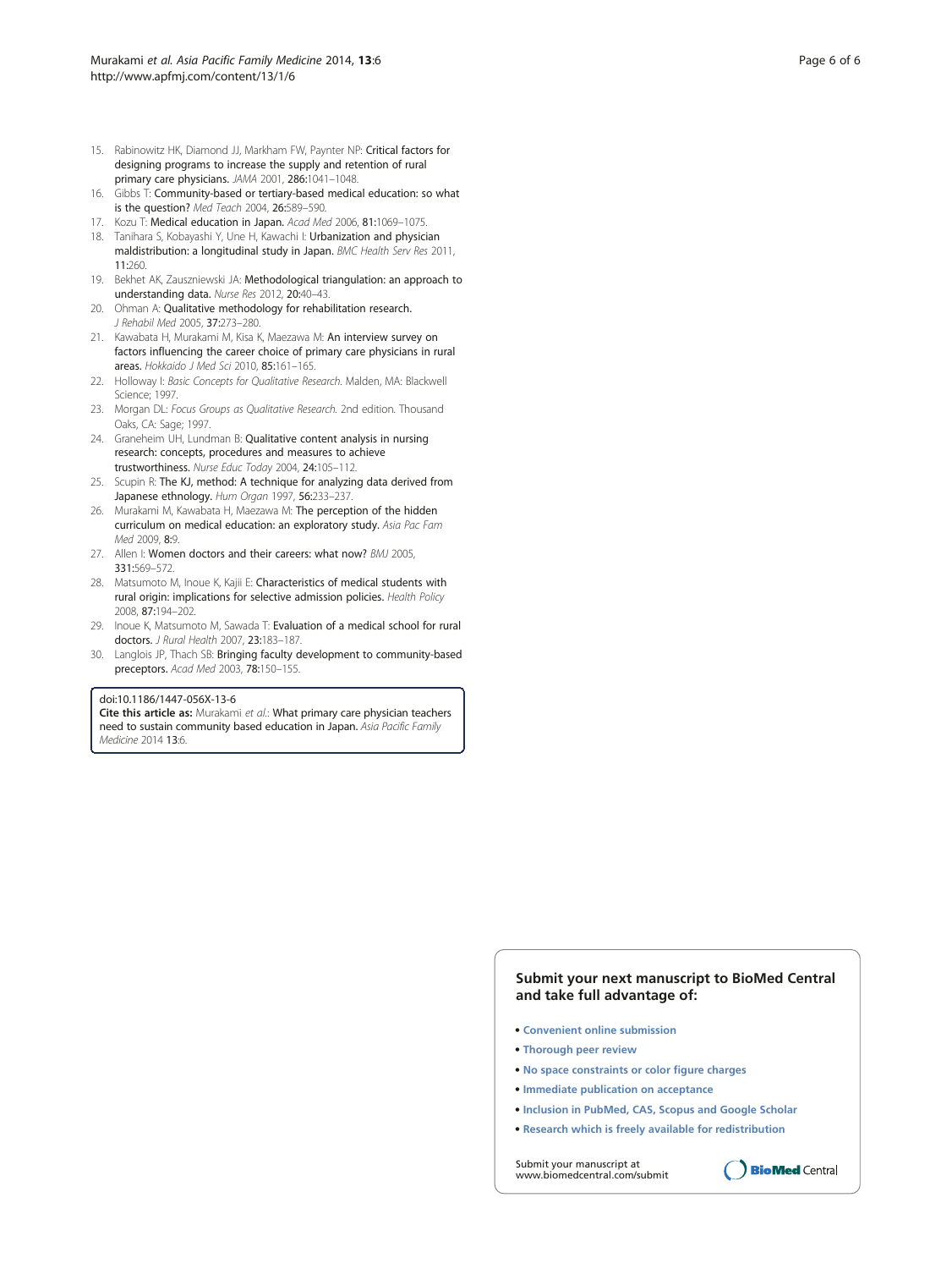15. Rabinowitz HK, Diamond JJ, Markham FW, Paynter NP: **Critical factors for designing programs to increase the supply and retention of rural primary care physicians.** *JAMA* 2001, **286:**1041–1048.
16. Gibbs T: **Community-based or tertiary-based medical education: so what is the question?** *Med Teach* 2004, **26:**589–590.
17. Kozu T: **Medical education in Japan.** *Acad Med* 2006, **81:**1069–1075.
18. Tanihara S, Kobayashi Y, Une H, Kawachi I: **Urbanization and physician maldistribution: a longitudinal study in Japan.** *BMC Health Serv Res* 2011, **11:**260.
19. Bekhet AK, Zauszniewski JA: **Methodological triangulation: an approach to understanding data.** *Nurse Res* 2012, **20:**40–43.
20. Ohman A: **Qualitative methodology for rehabilitation research.** *J Rehabil Med* 2005, **37:**273–280.
21. Kawabata H, Murakami M, Kisa K, Maezawa M: **An interview survey on factors influencing the career choice of primary care physicians in rural areas.** *Hokkaido J Med Sci* 2010, **85:**161–165.
22. Holloway I: *Basic Concepts for Qualitative Research.* Malden, MA: Blackwell Science; 1997.
23. Morgan DL: *Focus Groups as Qualitative Research.* 2nd edition. Thousand Oaks, CA: Sage; 1997.
24. Graneheim UH, Lundman B: **Qualitative content analysis in nursing research: concepts, procedures and measures to achieve trustworthiness.** *Nurse Educ Today* 2004, **24:**105–112.
25. Scupin R: **The KJ, method: A technique for analyzing data derived from Japanese ethnology.** *Hum Organ* 1997, **56:**233–237.
26. Murakami M, Kawabata H, Maezawa M: **The perception of the hidden curriculum on medical education: an exploratory study.** *Asia Pac Fam Med* 2009, **8:**9.
27. Allen I: **Women doctors and their careers: what now?** *BMJ* 2005, **331:**569–572.
28. Matsumoto M, Inoue K, Kajii E: **Characteristics of medical students with rural origin: implications for selective admission policies.** *Health Policy* 2008, **87:**194–202.
29. Inoue K, Matsumoto M, Sawada T: **Evaluation of a medical school for rural doctors.** *J Rural Health* 2007, **23:**183–187.
30. Langlois JP, Thach SB: **Bringing faculty development to community-based preceptors.** *Acad Med* 2003, **78:**150–155.

doi:10.1186/1447-056X-13-6

**Cite this article as:** Murakami *et al.*: What primary care physician teachers need to sustain community based education in Japan. *Asia Pacific Family Medicine* 2014 **13**:6.

**Submit your next manuscript to BioMed Central and take full advantage of:**

- **Convenient online submission**
- **Thorough peer review**
- **No space constraints or color figure charges**
- **Immediate publication on acceptance**
- **Inclusion in PubMed, CAS, Scopus and Google Scholar**
- **Research which is freely available for redistribution**

Submit your manuscript at www.biomedcentral.com/submit

BioMed Central